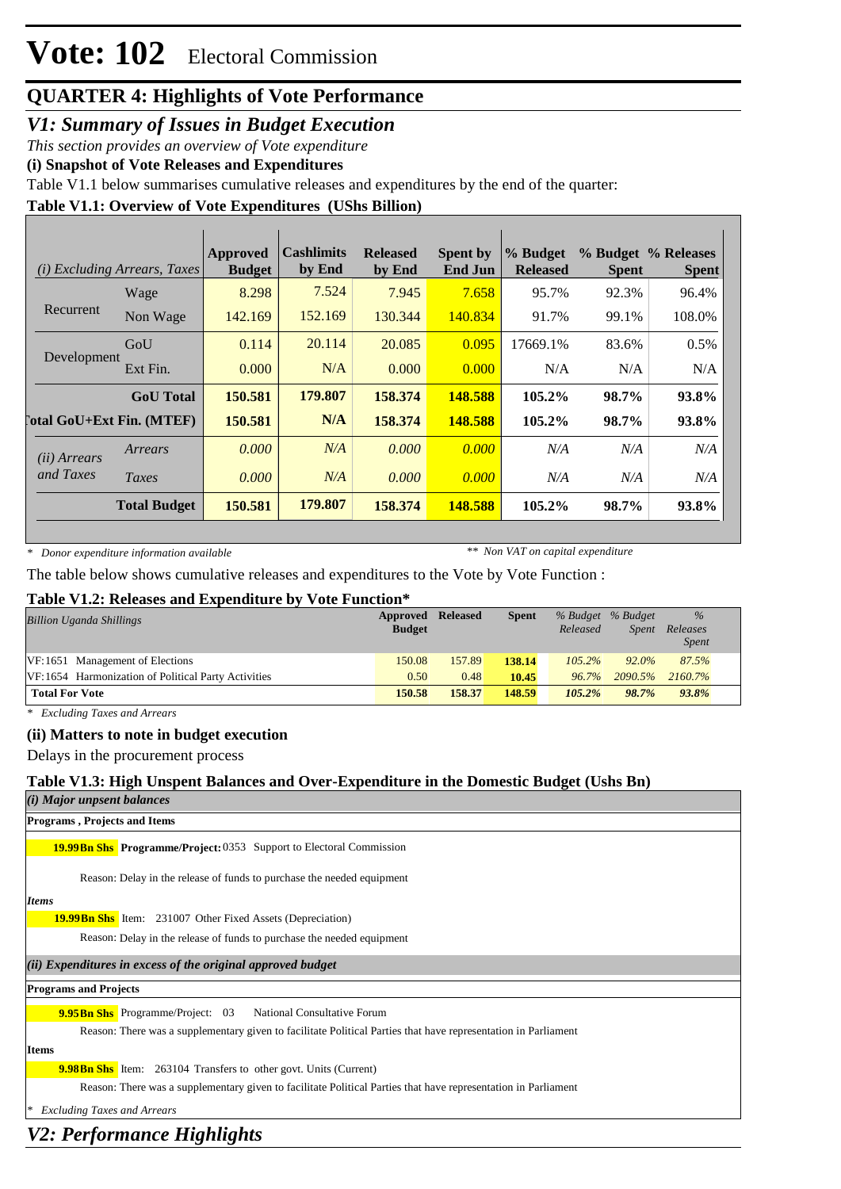# Vote: 102 Electoral Commission

## QUARTER 4: Highlights of Vote Performance

### *V1: Summary of Issues in Budget Execution*

*This section provides an overview of Vote expenditure*

**(i) Snapshot of Vote Releases and Expenditures**

Table V1.1 below summarises cumulative releases and expenditures by the end of the quarter:

**Table V1.1: Overview of Vote Expenditures (UShs Billion)**

| *(i) Excluding Arrears, Taxes* | | Approved Budget | Cashlimits by End | Released by End | Spent by End Jun | % Budget Released | % Budget Spent | % Releases Spent |
|---|---|---|---|---|---|---|---|---|
| Recurrent | Wage | 8.298 | 7.524 | 7.945 | 7.658 | 95.7% | 92.3% | 96.4% |
| | Non Wage | 142.169 | 152.169 | 130.344 | 140.834 | 91.7% | 99.1% | 108.0% |
| Development | GoU | 0.114 | 20.114 | 20.085 | 0.095 | 17669.1% | 83.6% | 0.5% |
| | Ext Fin. | 0.000 | N/A | 0.000 | 0.000 | N/A | N/A | N/A |
| | **GoU Total** | **150.581** | **179.807** | **158.374** | **148.588** | **105.2%** | **98.7%** | **93.8%** |
| **Total GoU+Ext Fin. (MTEF)** | | **150.581** | **N/A** | **158.374** | **148.588** | **105.2%** | **98.7%** | **93.8%** |
| *(ii) Arrears and Taxes* | *Arrears* | *0.000* | *N/A* | *0.000* | *0.000* | *N/A* | *N/A* | *N/A* |
| | *Taxes* | *0.000* | *N/A* | *0.000* | *0.000* | *N/A* | *N/A* | *N/A* |
| | **Total Budget** | **150.581** | **179.807** | **158.374** | **148.588** | **105.2%** | **98.7%** | **93.8%** |

*\* Donor expenditure information available* *\*\* Non VAT on capital expenditure*

The table below shows cumulative releases and expenditures to the Vote by Vote Function :

**Table V1.2: Releases and Expenditure by Vote Function\***

| *Billion Uganda Shillings* | Approved Budget | Released | Spent | *% Budget Released* | *% Budget Spent* | *% Releases Spent* |
|---|---|---|---|---|---|---|
| VF:1651 Management of Elections | 150.08 | 157.89 | 138.14 | *105.2%* | *92.0%* | *87.5%* |
| VF:1654 Harmonization of Political Party Activities | 0.50 | 0.48 | 10.45 | *96.7%* | *2090.5%* | *2160.7%* |
| **Total For Vote** | **150.58** | **158.37** | **148.59** | ***105.2%*** | ***98.7%*** | ***93.8%*** |

*\* Excluding Taxes and Arrears*

**(ii) Matters to note in budget execution**

Delays in the procurement process

**Table V1.3: High Unspent Balances and Over-Expenditure in the Domestic Budget (Ushs Bn)**

***(i) Major unpsent balances***

**Programs , Projects and Items**

**19.99Bn Shs** **Programme/Project:** 0353 Support to Electoral Commission

Reason: Delay in the release of funds to purchase the needed equipment

***Items***

**19.99Bn Shs** Item: 231007 Other Fixed Assets (Depreciation)

Reason: Delay in the release of funds to purchase the needed equipment

***(ii) Expenditures in excess of the original approved budget***

**Programs and Projects**

**9.95Bn Shs** Programme/Project: 03 National Consultative Forum

Reason: There was a supplementary given to facilitate Political Parties that have representation in Parliament

**Items**

**9.98Bn Shs** Item: 263104 Transfers to other govt. Units (Current)

Reason: There was a supplementary given to facilitate Political Parties that have representation in Parliament

*\* Excluding Taxes and Arrears*

### *V2: Performance Highlights*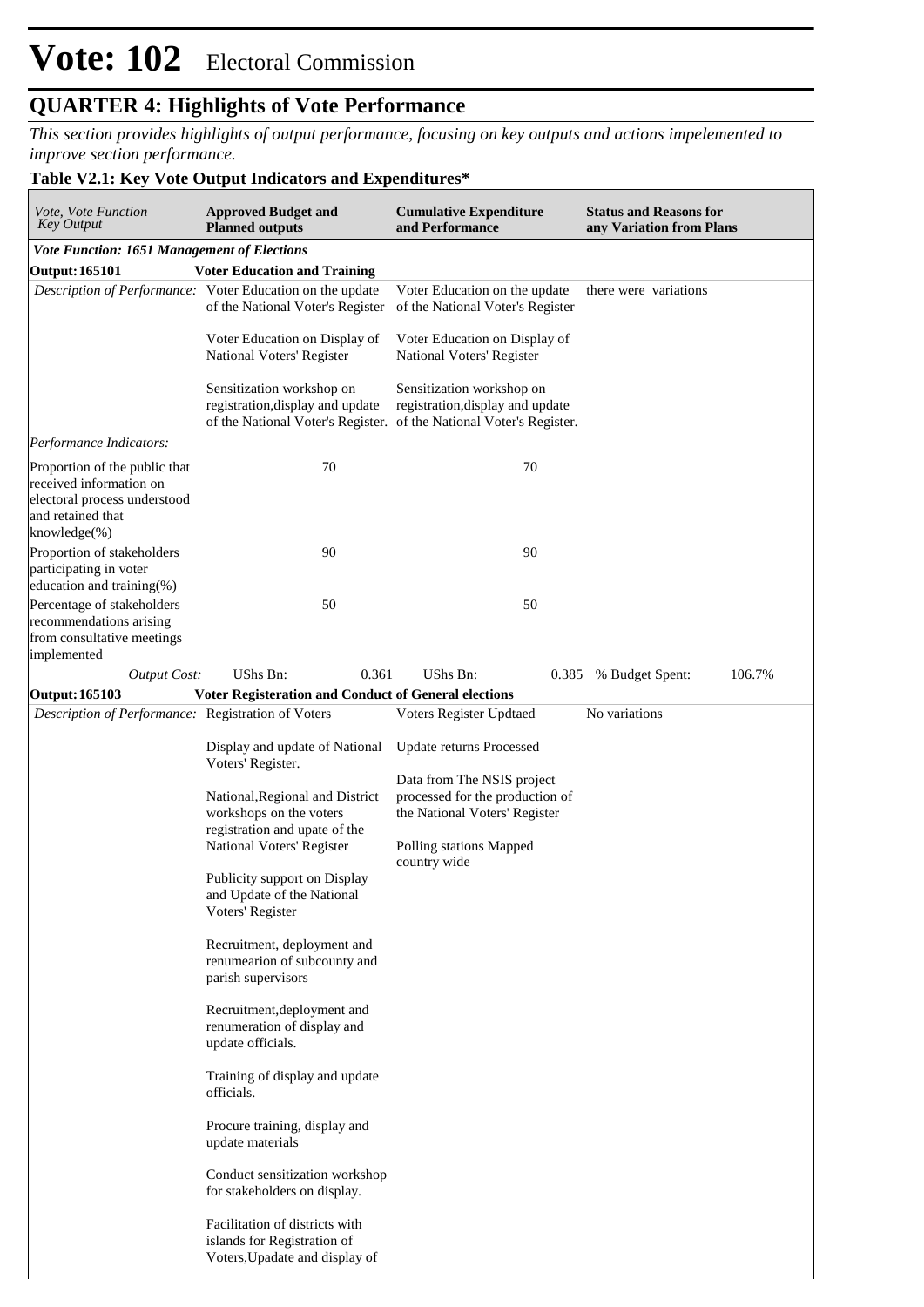# Vote: 102 Electoral Commission

## QUARTER 4: Highlights of Vote Performance

*This section provides highlights of output performance, focusing on key outputs and actions impelemented to improve section performance.*

### Table V2.1: Key Vote Output Indicators and Expenditures*

| *Vote, Vote Function Key Output* | **Approved Budget and Planned outputs** | **Cumulative Expenditure and Performance** | **Status and Reasons for any Variation from Plans** |
|---|---|---|---|
| ***Vote Function: 1651 Management of Elections*** | | | |
| **Output: 165101** | **Voter Education and Training** | | |
| *Description of Performance:* | Voter Education on the update of the National Voter's Register<br><br>Voter Education on Display of National Voters' Register<br><br>Sensitization workshop on registration,display and update of the National Voter's Register. | Voter Education on the update of the National Voter's Register<br><br>Voter Education on Display of National Voters' Register<br><br>Sensitization workshop on registration,display and update of the National Voter's Register. | there were variations |
| *Performance Indicators:* | | | |
| Proportion of the public that received information on electoral process understood and retained that knowledge(%) | 70 | 70 | |
| Proportion of stakeholders participating in voter education and training(%) | 90 | 90 | |
| Percentage of stakeholders recommendations arising from consultative meetings implemented | 50 | 50 | |
| *Output Cost:* | UShs Bn: 0.361 | UShs Bn: 0.385 | % Budget Spent: 106.7% |
| **Output: 165103** | **Voter Registeration and Conduct of General elections** | | |
| *Description of Performance:* | Registration of Voters<br><br>Display and update of National Voters' Register.<br><br>National,Regional and District workshops on the voters registration and upate of the National Voters' Register<br><br>Publicity support on Display and Update of the National Voters' Register<br><br>Recruitment, deployment and renumearion of subcounty and parish supervisors<br><br>Recruitment,deployment and renumeration of display and update officials.<br><br>Training of display and update officials.<br><br>Procure training, display and update materials<br><br>Conduct sensitization workshop for stakeholders on display.<br><br>Facilitation of districts with islands for Registration of Voters,Upadate and display of | Voters Register Updtaed<br><br>Update returns Processed<br><br>Data from The NSIS project processed for the production of the National Voters' Register<br><br>Polling stations Mapped country wide | No variations |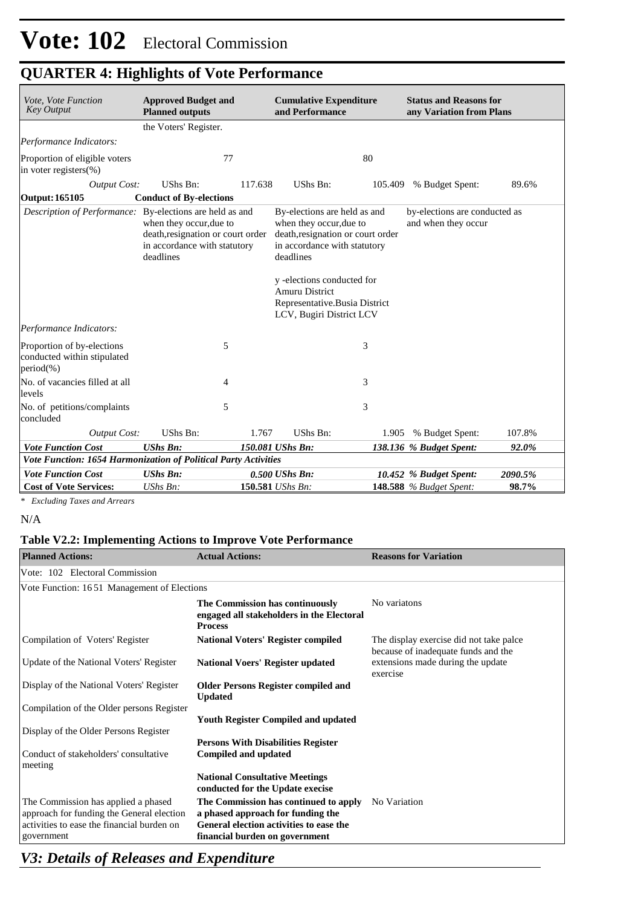# Vote: 102 Electoral Commission

## QUARTER 4: Highlights of Vote Performance

| *Vote, Vote Function Key Output* | **Approved Budget and Planned outputs** | | **Cumulative Expenditure and Performance** | | **Status and Reasons for any Variation from Plans** | |
|---|---|---|---|---|---|---|
| | the Voters' Register. | | | | | |
| *Performance Indicators:* | | | | | | |
| Proportion of eligible voters in voter registers(%) | | 77 | | 80 | | |
| *Output Cost:* | UShs Bn: | 117.638 | UShs Bn: | 105.409 | % Budget Spent: | 89.6% |
| **Output: 165105** | **Conduct of By-elections** | | | | | |
| *Description of Performance:* | By-elections are held as and when they occur,due to death,resignation or court order in accordance with statutory deadlines | | By-elections are held as and when they occur,due to death,resignation or court order in accordance with statutory deadlines<br><br>y -elections conducted for Amuru District Representative.Busia District LCV, Bugiri District LCV | | by-elections are conducted as and when they occur | |
| *Performance Indicators:* | | | | | | |
| Proportion of by-elections conducted within stipulated period(%) | | 5 | | 3 | | |
| No. of vacancies filled at all levels | | 4 | | 3 | | |
| No. of petitions/complaints concluded | | 5 | | 3 | | |
| *Output Cost:* | UShs Bn: | 1.767 | UShs Bn: | 1.905 | % Budget Spent: | 107.8% |
| ***Vote Function Cost*** | ***UShs Bn:*** | ***150.081*** | ***UShs Bn:*** | ***138.136*** | ***% Budget Spent:*** | ***92.0%*** |
| ***Vote Function: 1654 Harmonization of Political Party Activities*** | | | | | | |
| ***Vote Function Cost*** | ***UShs Bn:*** | ***0.500*** | ***UShs Bn:*** | ***10.452*** | ***% Budget Spent:*** | ***2090.5%*** |
| **Cost of Vote Services:** | *UShs Bn:* | **150.581** | *UShs Bn:* | **148.588** | *% Budget Spent:* | **98.7%** |

*\* Excluding Taxes and Arrears*

N/A

### Table V2.2: Implementing Actions to Improve Vote Performance

| **Planned Actions:** | **Actual Actions:** | **Reasons for Variation** |
|---|---|---|
| Vote: 102 Electoral Commission | | |
| Vote Function: 16 51 Management of Elections | | |
| | **The Commission has continuously engaged all stakeholders in the Electoral Process** | No variatons |
| Compilation of Voters' Register<br><br>Update of the National Voters' Register<br><br>Display of the National Voters' Register<br><br>Compilation of the Older persons Register<br><br>Display of the Older Persons Register<br><br>Conduct of stakeholders' consultative meeting | **National Voters' Register compiled**<br><br>**National Voers' Register updated**<br><br>**Older Persons Register compiled and Updated**<br><br>**Youth Register Compiled and updated**<br><br>**Persons With Disabilities Register Compiled and updated**<br><br>**National Consultative Meetings conducted for the Update execise** | The display exercise did not take palce because of inadequate funds and the extensions made during the update exercise |
| The Commission has applied a phased approach for funding the General election activities to ease the financial burden on government | **The Commission has continued to apply a phased approach for funding the General election activities to ease the financial burden on government** | No Variation |

## *V3: Details of Releases and Expenditure*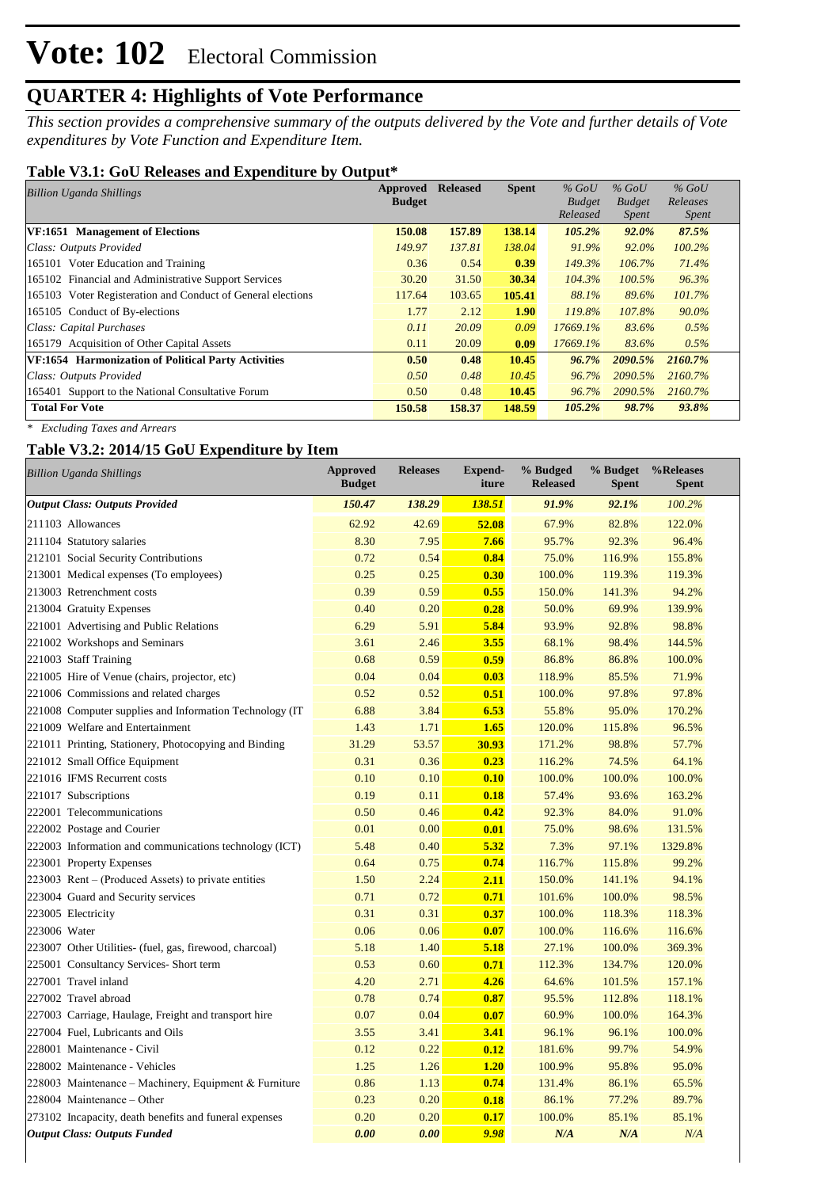# Vote: 102 Electoral Commission

## QUARTER 4: Highlights of Vote Performance

*This section provides a comprehensive summary of the outputs delivered by the Vote and further details of Vote expenditures by Vote Function and Expenditure Item.*

### Table V3.1: GoU Releases and Expenditure by Output*

| *Billion Uganda Shillings* | Approved Budget | Released | Spent | *% GoU Budget Released* | *% GoU Budget Spent* | *% GoU Releases Spent* |
|---|---|---|---|---|---|---|
| **VF:1651 Management of Elections** | **150.08** | **157.89** | **138.14** | ***105.2%*** | ***92.0%*** | ***87.5%*** |
| *Class: Outputs Provided* | *149.97* | *137.81* | *138.04* | *91.9%* | *92.0%* | *100.2%* |
| 165101 Voter Education and Training | 0.36 | 0.54 | **0.39** | *149.3%* | *106.7%* | *71.4%* |
| 165102 Financial and Administrative Support Services | 30.20 | 31.50 | **30.34** | *104.3%* | *100.5%* | *96.3%* |
| 165103 Voter Registeration and Conduct of General elections | 117.64 | 103.65 | **105.41** | *88.1%* | *89.6%* | *101.7%* |
| 165105 Conduct of By-elections | 1.77 | 2.12 | **1.90** | *119.8%* | *107.8%* | *90.0%* |
| *Class: Capital Purchases* | *0.11* | *20.09* | *0.09* | *17669.1%* | *83.6%* | *0.5%* |
| 165179 Acquisition of Other Capital Assets | 0.11 | 20.09 | **0.09** | *17669.1%* | *83.6%* | *0.5%* |
| **VF:1654 Harmonization of Political Party Activities** | **0.50** | **0.48** | **10.45** | ***96.7%*** | ***2090.5%*** | ***2160.7%*** |
| *Class: Outputs Provided* | *0.50* | *0.48* | *10.45* | *96.7%* | *2090.5%* | *2160.7%* |
| 165401 Support to the National Consultative Forum | 0.50 | 0.48 | **10.45** | *96.7%* | *2090.5%* | *2160.7%* |
| **Total For Vote** | **150.58** | **158.37** | **148.59** | ***105.2%*** | ***98.7%*** | ***93.8%*** |

*\* Excluding Taxes and Arrears*

### Table V3.2: 2014/15 GoU Expenditure by Item

| *Billion Uganda Shillings* | Approved Budget | Releases | Expend-iture | % Budged Released | % Budget Spent | %Releases Spent |
|---|---|---|---|---|---|---|
| ***Output Class: Outputs Provided*** | ***150.47*** | ***138.29*** | ***138.51*** | ***91.9%*** | ***92.1%*** | ***100.2%*** |
| 211103 Allowances | 62.92 | 42.69 | **52.08** | 67.9% | 82.8% | 122.0% |
| 211104 Statutory salaries | 8.30 | 7.95 | **7.66** | 95.7% | 92.3% | 96.4% |
| 212101 Social Security Contributions | 0.72 | 0.54 | **0.84** | 75.0% | 116.9% | 155.8% |
| 213001 Medical expenses (To employees) | 0.25 | 0.25 | **0.30** | 100.0% | 119.3% | 119.3% |
| 213003 Retrenchment costs | 0.39 | 0.59 | **0.55** | 150.0% | 141.3% | 94.2% |
| 213004 Gratuity Expenses | 0.40 | 0.20 | **0.28** | 50.0% | 69.9% | 139.9% |
| 221001 Advertising and Public Relations | 6.29 | 5.91 | **5.84** | 93.9% | 92.8% | 98.8% |
| 221002 Workshops and Seminars | 3.61 | 2.46 | **3.55** | 68.1% | 98.4% | 144.5% |
| 221003 Staff Training | 0.68 | 0.59 | **0.59** | 86.8% | 86.8% | 100.0% |
| 221005 Hire of Venue (chairs, projector, etc) | 0.04 | 0.04 | **0.03** | 118.9% | 85.5% | 71.9% |
| 221006 Commissions and related charges | 0.52 | 0.52 | **0.51** | 100.0% | 97.8% | 97.8% |
| 221008 Computer supplies and Information Technology (IT | 6.88 | 3.84 | **6.53** | 55.8% | 95.0% | 170.2% |
| 221009 Welfare and Entertainment | 1.43 | 1.71 | **1.65** | 120.0% | 115.8% | 96.5% |
| 221011 Printing, Stationery, Photocopying and Binding | 31.29 | 53.57 | **30.93** | 171.2% | 98.8% | 57.7% |
| 221012 Small Office Equipment | 0.31 | 0.36 | **0.23** | 116.2% | 74.5% | 64.1% |
| 221016 IFMS Recurrent costs | 0.10 | 0.10 | **0.10** | 100.0% | 100.0% | 100.0% |
| 221017 Subscriptions | 0.19 | 0.11 | **0.18** | 57.4% | 93.6% | 163.2% |
| 222001 Telecommunications | 0.50 | 0.46 | **0.42** | 92.3% | 84.0% | 91.0% |
| 222002 Postage and Courier | 0.01 | 0.00 | **0.01** | 75.0% | 98.6% | 131.5% |
| 222003 Information and communications technology (ICT) | 5.48 | 0.40 | **5.32** | 7.3% | 97.1% | 1329.8% |
| 223001 Property Expenses | 0.64 | 0.75 | **0.74** | 116.7% | 115.8% | 99.2% |
| 223003 Rent – (Produced Assets) to private entities | 1.50 | 2.24 | **2.11** | 150.0% | 141.1% | 94.1% |
| 223004 Guard and Security services | 0.71 | 0.72 | **0.71** | 101.6% | 100.0% | 98.5% |
| 223005 Electricity | 0.31 | 0.31 | **0.37** | 100.0% | 118.3% | 118.3% |
| 223006 Water | 0.06 | 0.06 | **0.07** | 100.0% | 116.6% | 116.6% |
| 223007 Other Utilities- (fuel, gas, firewood, charcoal) | 5.18 | 1.40 | **5.18** | 27.1% | 100.0% | 369.3% |
| 225001 Consultancy Services- Short term | 0.53 | 0.60 | **0.71** | 112.3% | 134.7% | 120.0% |
| 227001 Travel inland | 4.20 | 2.71 | **4.26** | 64.6% | 101.5% | 157.1% |
| 227002 Travel abroad | 0.78 | 0.74 | **0.87** | 95.5% | 112.8% | 118.1% |
| 227003 Carriage, Haulage, Freight and transport hire | 0.07 | 0.04 | **0.07** | 60.9% | 100.0% | 164.3% |
| 227004 Fuel, Lubricants and Oils | 3.55 | 3.41 | **3.41** | 96.1% | 96.1% | 100.0% |
| 228001 Maintenance - Civil | 0.12 | 0.22 | **0.12** | 181.6% | 99.7% | 54.9% |
| 228002 Maintenance - Vehicles | 1.25 | 1.26 | **1.20** | 100.9% | 95.8% | 95.0% |
| 228003 Maintenance – Machinery, Equipment & Furniture | 0.86 | 1.13 | **0.74** | 131.4% | 86.1% | 65.5% |
| 228004 Maintenance – Other | 0.23 | 0.20 | **0.18** | 86.1% | 77.2% | 89.7% |
| 273102 Incapacity, death benefits and funeral expenses | 0.20 | 0.20 | **0.17** | 100.0% | 85.1% | 85.1% |
| ***Output Class: Outputs Funded*** | ***0.00*** | ***0.00*** | ***9.98*** | ***N/A*** | ***N/A*** | ***N/A*** |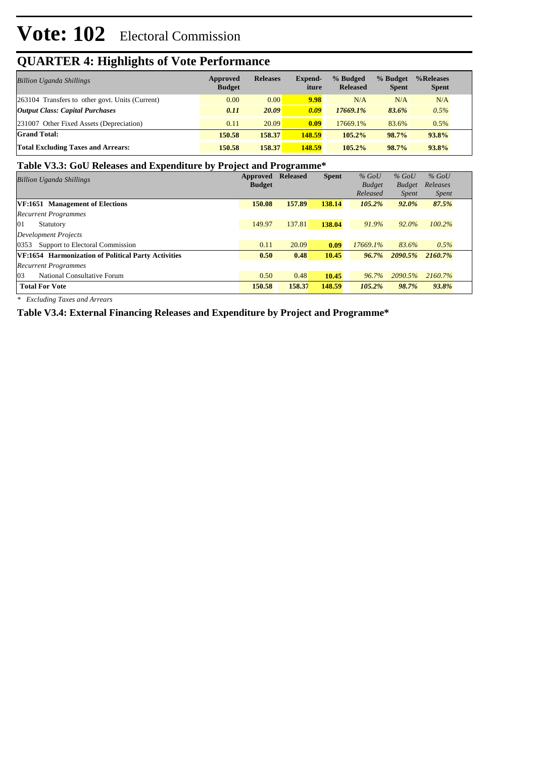# Vote: 102 Electoral Commission

## QUARTER 4: Highlights of Vote Performance

| *Billion Uganda Shillings* | Approved Budget | Releases | Expend-iture | % Budged Released | % Budget Spent | %Releases Spent |
|---|---|---|---|---|---|---|
| 263104 Transfers to other govt. Units (Current) | 0.00 | 0.00 | **9.98** | N/A | N/A | N/A |
| ***Output Class: Capital Purchases*** | ***0.11*** | ***20.09*** | ***0.09*** | ***17669.1%*** | ***83.6%*** | *0.5%* |
| 231007 Other Fixed Assets (Depreciation) | 0.11 | 20.09 | **0.09** | 17669.1% | 83.6% | 0.5% |
| **Grand Total:** | **150.58** | **158.37** | **148.59** | **105.2%** | **98.7%** | **93.8%** |
| **Total Excluding Taxes and Arrears:** | **150.58** | **158.37** | **148.59** | **105.2%** | **98.7%** | **93.8%** |

### Table V3.3: GoU Releases and Expenditure by Project and Programme*

| *Billion Uganda Shillings* | Approved Budget | Released | Spent | *% GoU Budget Released* | *% GoU Budget Spent* | *% GoU Releases Spent* |
|---|---|---|---|---|---|---|
| **VF:1651 Management of Elections** | **150.08** | **157.89** | **138.14** | ***105.2%*** | ***92.0%*** | ***87.5%*** |
| *Recurrent Programmes* | | | | | | |
| 01 Statutory | 149.97 | 137.81 | **138.04** | *91.9%* | *92.0%* | *100.2%* |
| *Development Projects* | | | | | | |
| 0353 Support to Electoral Commission | 0.11 | 20.09 | **0.09** | *17669.1%* | *83.6%* | *0.5%* |
| **VF:1654 Harmonization of Political Party Activities** | **0.50** | **0.48** | **10.45** | ***96.7%*** | ***2090.5%*** | ***2160.7%*** |
| *Recurrent Programmes* | | | | | | |
| 03 National Consultative Forum | 0.50 | 0.48 | **10.45** | *96.7%* | *2090.5%* | *2160.7%* |
| **Total For Vote** | **150.58** | **158.37** | **148.59** | ***105.2%*** | ***98.7%*** | ***93.8%*** |

*\* Excluding Taxes and Arrears*

### Table V3.4: External Financing Releases and Expenditure by Project and Programme*